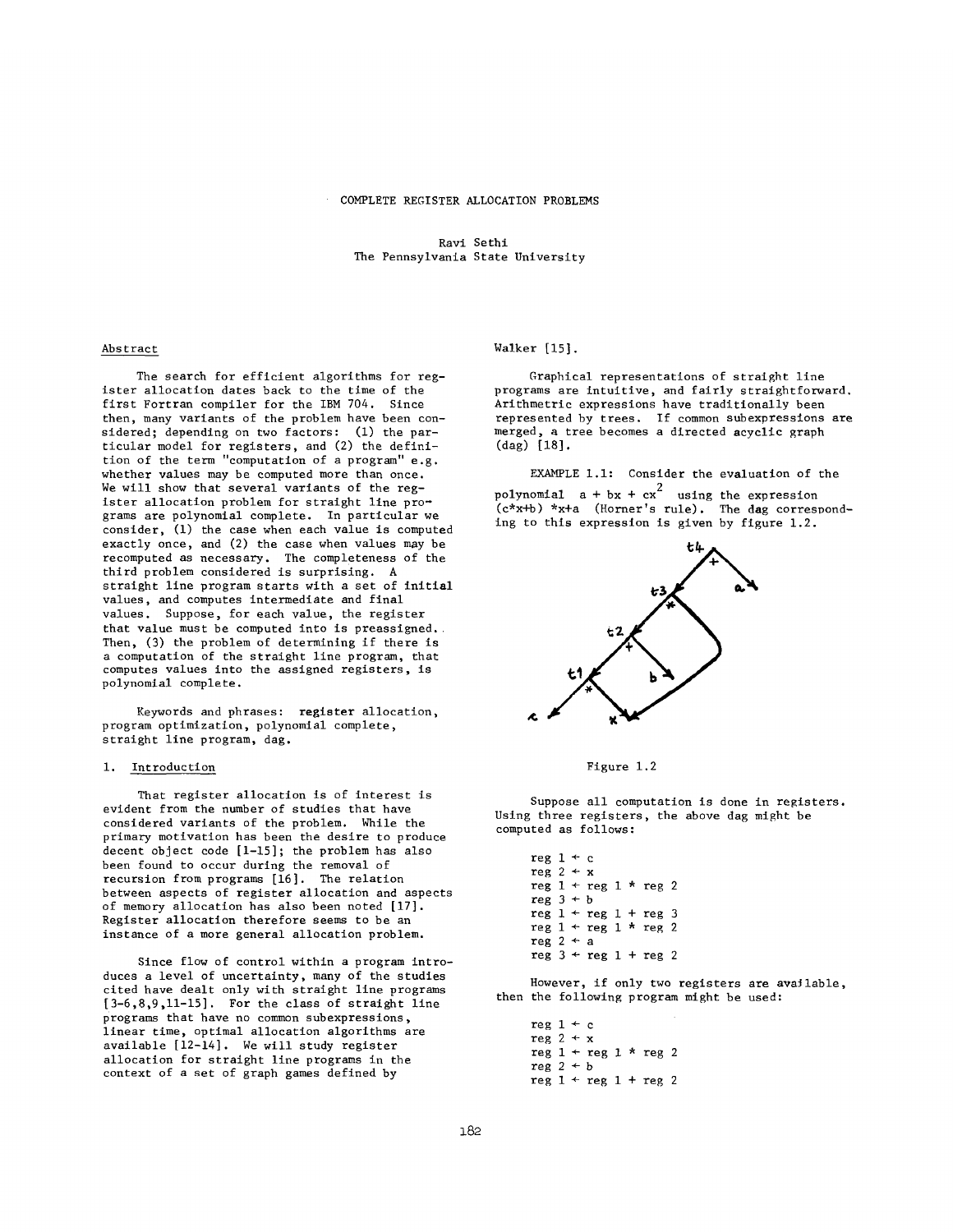# COMPLETE REGISTER ALLOCATION PROBLEMS

Ravi Sethi
The Pennsylvania State University

## Abstract

The search for efficient algorithms for register allocation dates back to the time of the first Fortran compiler for the IBM 704. Since then, many variants of the problem have been considered; depending on two factors: (1) the particular model for registers, and (2) the definition of the term "computation of a program" e.g. whether values may be computed more than once. We will show that several variants of the register allocation problem for straight line programs are polynomial complete. In particular we consider, (1) the case when each value is computed exactly once, and (2) the case when values may be recomputed as necessary. The completeness of the third problem considered is surprising. A straight line program starts with a set of initial values, and computes intermediate and final values. Suppose, for each value, the register that value must be computed into is preassigned. Then, (3) the problem of determining if there is a computation of the straight line program, that computes values into the assigned registers, is polynomial complete.

Keywords and phrases: register allocation, program optimization, polynomial complete, straight line program, dag.

## 1. Introduction

That register allocation is of interest is evident from the number of studies that have considered variants of the problem. While the primary motivation has been the desire to produce decent object code [1-15]; the problem has also been found to occur during the removal of recursion from programs [16]. The relation between aspects of register allocation and aspects of memory allocation has also been noted [17]. Register allocation therefore seems to be an instance of a more general allocation problem.

Since flow of control within a program introduces a level of uncertainty, many of the studies cited have dealt only with straight line programs [3-6,8,9,11-15]. For the class of straight line programs that have no common subexpressions, linear time, optimal allocation algorithms are available [12-14]. We will study register allocation for straight line programs in the context of a set of graph games defined by Walker [15].

Graphical representations of straight line programs are intuitive, and fairly straightforward. Arithmetic expressions have traditionally been represented by trees. If common subexpressions are merged, a tree becomes a directed acyclic graph (dag) [18].

EXAMPLE 1.1: Consider the evaluation of the polynomial $a + bx + cx^2$ using the expression (c\*x+b) \*x+a (Horner's rule). The dag corresponding to this expression is given by figure 1.2.

Figure 1.2

Suppose all computation is done in registers. Using three registers, the above dag might be computed as follows:

```
reg 1 ← c
reg 2 ← x
reg 1 ← reg 1 * reg 2
reg 3 ← b
reg 1 ← reg 1 + reg 3
reg 1 ← reg 1 * reg 2
reg 2 ← a
reg 3 ← reg 1 + reg 2
```

However, if only two registers are available, then the following program might be used:

```
reg 1 ← c
reg 2 ← x
reg 1 ← reg 1 * reg 2
reg 2 ← b
reg 1 ← reg 1 + reg 2
```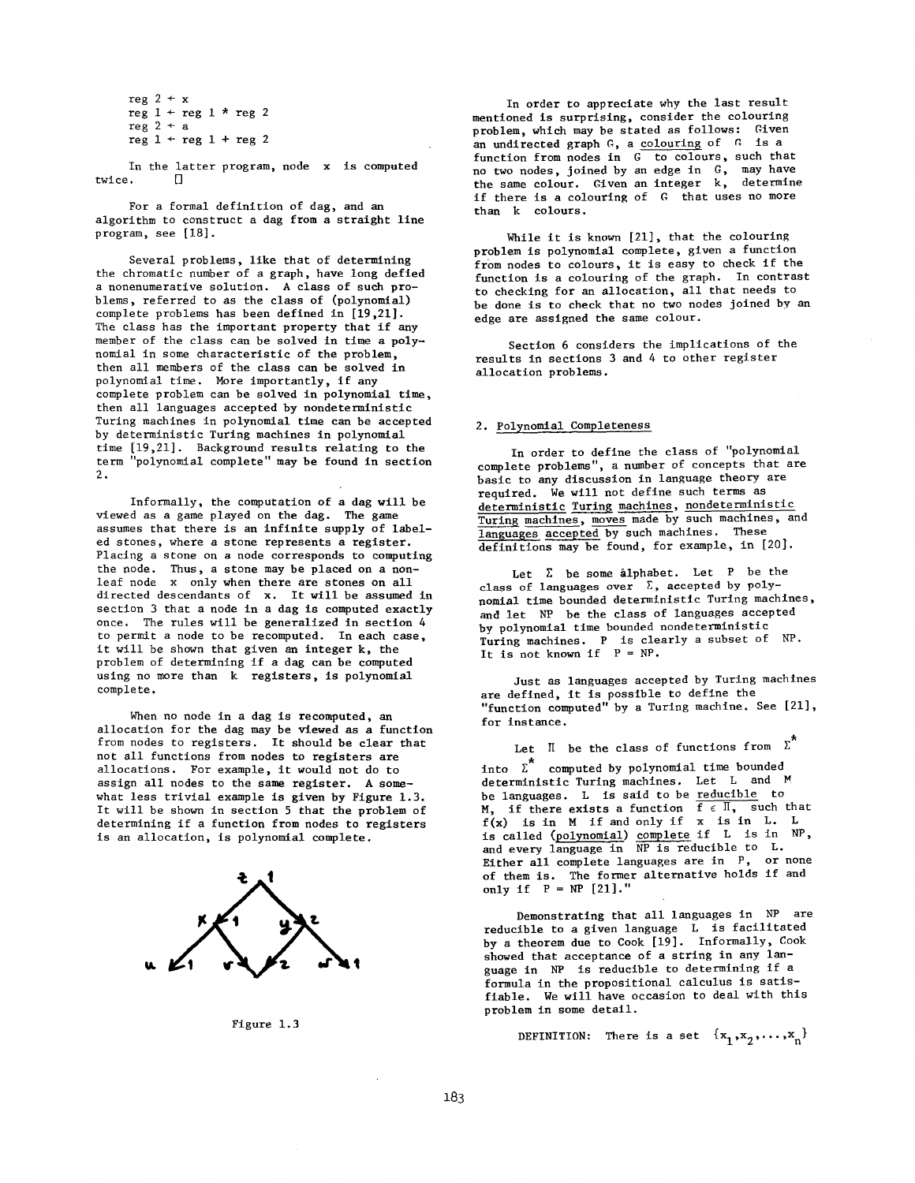```
reg 2 ← x
reg 1 ← reg 1 * reg 2
reg 2 ← a
reg 1 ← reg 1 + reg 2
```

In the latter program, node x is computed twice. □

For a formal definition of dag, and an algorithm to construct a dag from a straight line program, see [18].

Several problems, like that of determining the chromatic number of a graph, have long defied a nonenumerative solution. A class of such problems, referred to as the class of (polynomial) complete problems has been defined in [19,21]. The class has the important property that if any member of the class can be solved in time a polynomial in some characteristic of the problem, then all members of the class can be solved in polynomial time. More importantly, if any complete problem can be solved in polynomial time, then all languages accepted by nondeterministic Turing machines in polynomial time can be accepted by deterministic Turing machines in polynomial time [19,21]. Background results relating to the term "polynomial complete" may be found in section 2.

Informally, the computation of a dag will be viewed as a game played on the dag. The game assumes that there is an infinite supply of labeled stones, where a stone represents a register. Placing a stone on a node corresponds to computing the node. Thus, a stone may be placed on a nonleaf node x only when there are stones on all directed descendants of x. It will be assumed in section 3 that a node in a dag is computed exactly once. The rules will be generalized in section 4 to permit a node to be recomputed. In each case, it will be shown that given an integer k, the problem of determining if a dag can be computed using no more than k registers, is polynomial complete.

When no node in a dag is recomputed, an allocation for the dag may be viewed as a function from nodes to registers. It should be clear that not all functions from nodes to registers are allocations. For example, it would not do to assign all nodes to the same register. A somewhat less trivial example is given by Figure 1.3. It will be shown in section 5 that the problem of determining if a function from nodes to registers is an allocation, is polynomial complete.

Figure 1.3

In order to appreciate why the last result mentioned is surprising, consider the colouring problem, which may be stated as follows: Given an undirected graph G, a colouring of G is a function from nodes in G to colours, such that no two nodes, joined by an edge in G, may have the same colour. Given an integer k, determine if there is a colouring of G that uses no more than k colours.

While it is known [21], that the colouring problem is polynomial complete, given a function from nodes to colours, it is easy to check if the function is a colouring of the graph. In contrast to checking for an allocation, all that needs to be done is to check that no two nodes joined by an edge are assigned the same colour.

Section 6 considers the implications of the results in sections 3 and 4 to other register allocation problems.

## 2. Polynomial Completeness

In order to define the class of "polynomial complete problems", a number of concepts that are basic to any discussion in language theory are required. We will not define such terms as deterministic Turing machines, nondeterministic Turing machines, moves made by such machines, and languages accepted by such machines. These definitions may be found, for example, in [20].

Let $\Sigma$ be some alphabet. Let P be the class of languages over $\Sigma$, accepted by polynomial time bounded deterministic Turing machines, and let NP be the class of languages accepted by polynomial time bounded nondeterministic Turing machines. P is clearly a subset of NP. It is not known if P = NP.

Just as languages accepted by Turing machines are defined, it is possible to define the "function computed" by a Turing machine. See [21], for instance.

Let $\Pi$ be the class of functions from $\Sigma^*$ into $\Sigma^*$ computed by polynomial time bounded deterministic Turing machines. Let L and M be languages. L is said to be reducible to M, if there exists a function $f \in \Pi$, such that $f(x)$ is in M if and only if x is in L. L is called (polynomial) complete if L is in NP, and every language in NP is reducible to L. Either all complete languages are in P, or none of them is. The former alternative holds if and only if P = NP [21]."

Demonstrating that all languages in NP are reducible to a given language L is facilitated by a theorem due to Cook [19]. Informally, Cook showed that acceptance of a string in any language in NP is reducible to determining if a formula in the propositional calculus is satisfiable. We will have occasion to deal with this problem in some detail.

DEFINITION: There is a set $\{x_1, x_2, \ldots, x_n\}$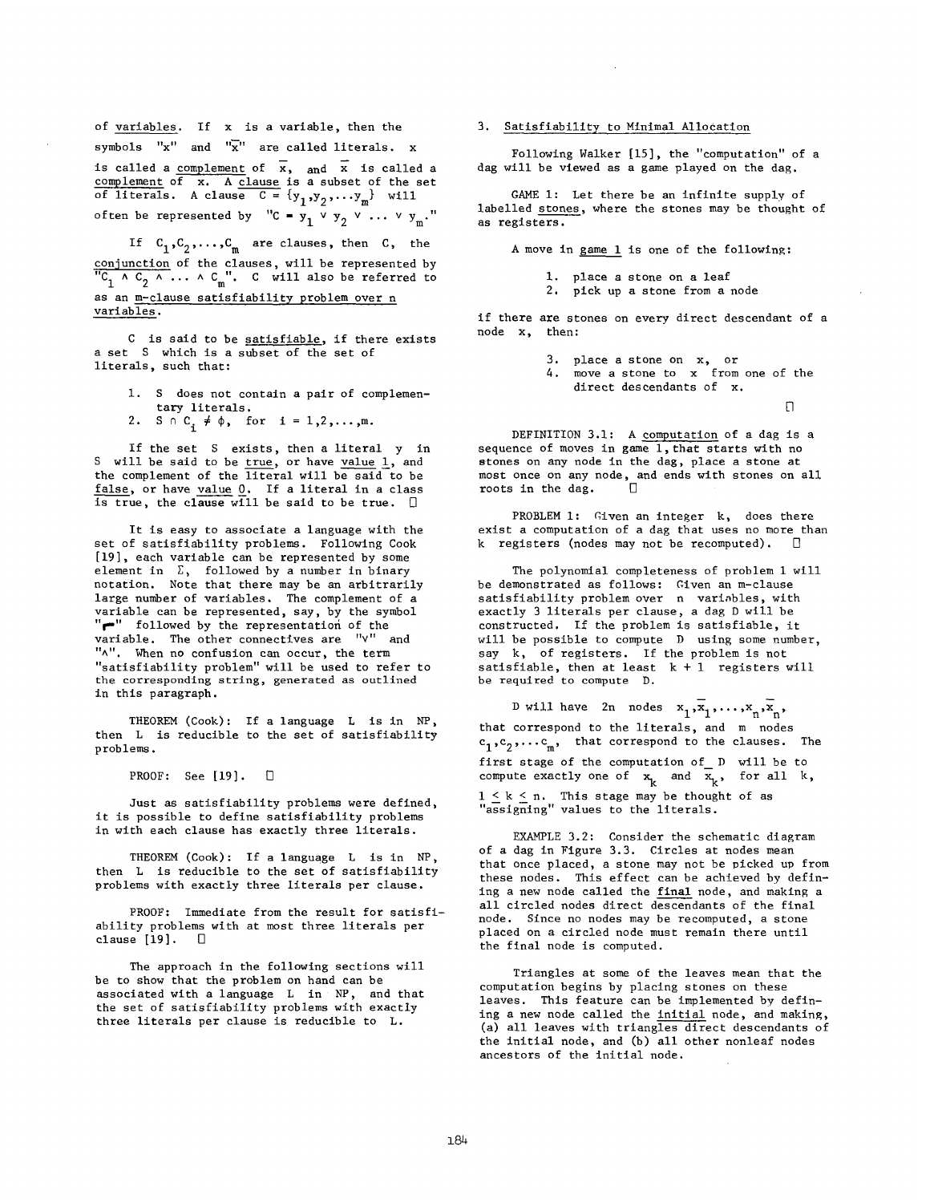of variables. If $x$ is a variable, then the symbols "$x$" and "$\bar{x}$" are called literals. $x$ is called a complement of $\bar{x}$, and $\bar{x}$ is called a complement of $x$. A clause is a subset of the set of literals. A clause $C = \{y_1, y_2, \ldots y_m\}$ will often be represented by "$C = y_1 \vee y_2 \vee \ldots \vee y_m$."

If $C_1, C_2, \ldots, C_m$ are clauses, then $C$, the conjunction of the clauses, will be represented by "$C_1 \wedge C_2 \wedge \ldots \wedge C_m$". $C$ will also be referred to as an m-clause satisfiability problem over n variables.

$C$ is said to be satisfiable, if there exists a set $S$ which is a subset of the set of literals, such that:

1. $S$ does not contain a pair of complementary literals.
2. $S \cap C_i \neq \phi$, for $i = 1,2,\ldots,m$.

If the set $S$ exists, then a literal $y$ in $S$ will be said to be true, or have value 1, and the complement of the literal will be said to be false, or have value 0. If a literal in a class is true, the clause will be said to be true. □

It is easy to associate a language with the set of satisfiability problems. Following Cook [19], each variable can be represented by some element in $\Sigma$, followed by a number in binary notation. Note that there may be an arbitrarily large number of variables. The complement of a variable can be represented, say, by the symbol "$\neg$" followed by the representation of the variable. The other connectives are "$\vee$" and "$\wedge$". When no confusion can occur, the term "satisfiability problem" will be used to refer to the corresponding string, generated as outlined in this paragraph.

THEOREM (Cook): If a language L is in NP, then L is reducible to the set of satisfiability problems.

PROOF: See [19]. □

Just as satisfiability problems were defined, it is possible to define satisfiability problems in with each clause has exactly three literals.

THEOREM (Cook): If a language L is in NP, then L is reducible to the set of satisfiability problems with exactly three literals per clause.

PROOF: Immediate from the result for satisfiability problems with at most three literals per clause [19]. □

The approach in the following sections will be to show that the problem on hand can be associated with a language L in NP, and that the set of satisfiability problems with exactly three literals per clause is reducible to L.

## 3. Satisfiability to Minimal Allocation

Following Walker [15], the "computation" of a dag will be viewed as a game played on the dag.

GAME 1: Let there be an infinite supply of labelled stones, where the stones may be thought of as registers.

A move in game 1 is one of the following:

1. place a stone on a leaf
2. pick up a stone from a node

if there are stones on every direct descendant of a node $x$, then:

3. place a stone on $x$, or
4. move a stone to $x$ from one of the direct descendants of $x$.

□

DEFINITION 3.1: A computation of a dag is a sequence of moves in game 1, that starts with no stones on any node in the dag, place a stone at most once on any node, and ends with stones on all roots in the dag. □

PROBLEM 1: Given an integer $k$, does there exist a computation of a dag that uses no more than $k$ registers (nodes may not be recomputed). □

The polynomial completeness of problem 1 will be demonstrated as follows: Given an m-clause satisfiability problem over $n$ variables, with exactly 3 literals per clause, a dag D will be constructed. If the problem is satisfiable, it will be possible to compute D using some number, say $k$, of registers. If the problem is not satisfiable, then at least $k + 1$ registers will be required to compute D.

D will have $2n$ nodes $x_1, \bar{x}_1, \ldots, x_n, \bar{x}_n$, that correspond to the literals, and $m$ nodes $c_1, c_2, \ldots c_m$, that correspond to the clauses. The first stage of the computation of D will be to compute exactly one of $x_k$ and $\bar{x}_k$, for all $k$, $1 \leq k \leq n$. This stage may be thought of as "assigning" values to the literals.

EXAMPLE 3.2: Consider the schematic diagram of a dag in Figure 3.3. Circles at nodes mean that once placed, a stone may not be picked up from these nodes. This effect can be achieved by defining a new node called the final node, and making a all circled nodes direct descendants of the final node. Since no nodes may be recomputed, a stone placed on a circled node must remain there until the final node is computed.

Triangles at some of the leaves mean that the computation begins by placing stones on these leaves. This feature can be implemented by defining a new node called the initial node, and making, (a) all leaves with triangles direct descendants of the initial node, and (b) all other nonleaf nodes ancestors of the initial node.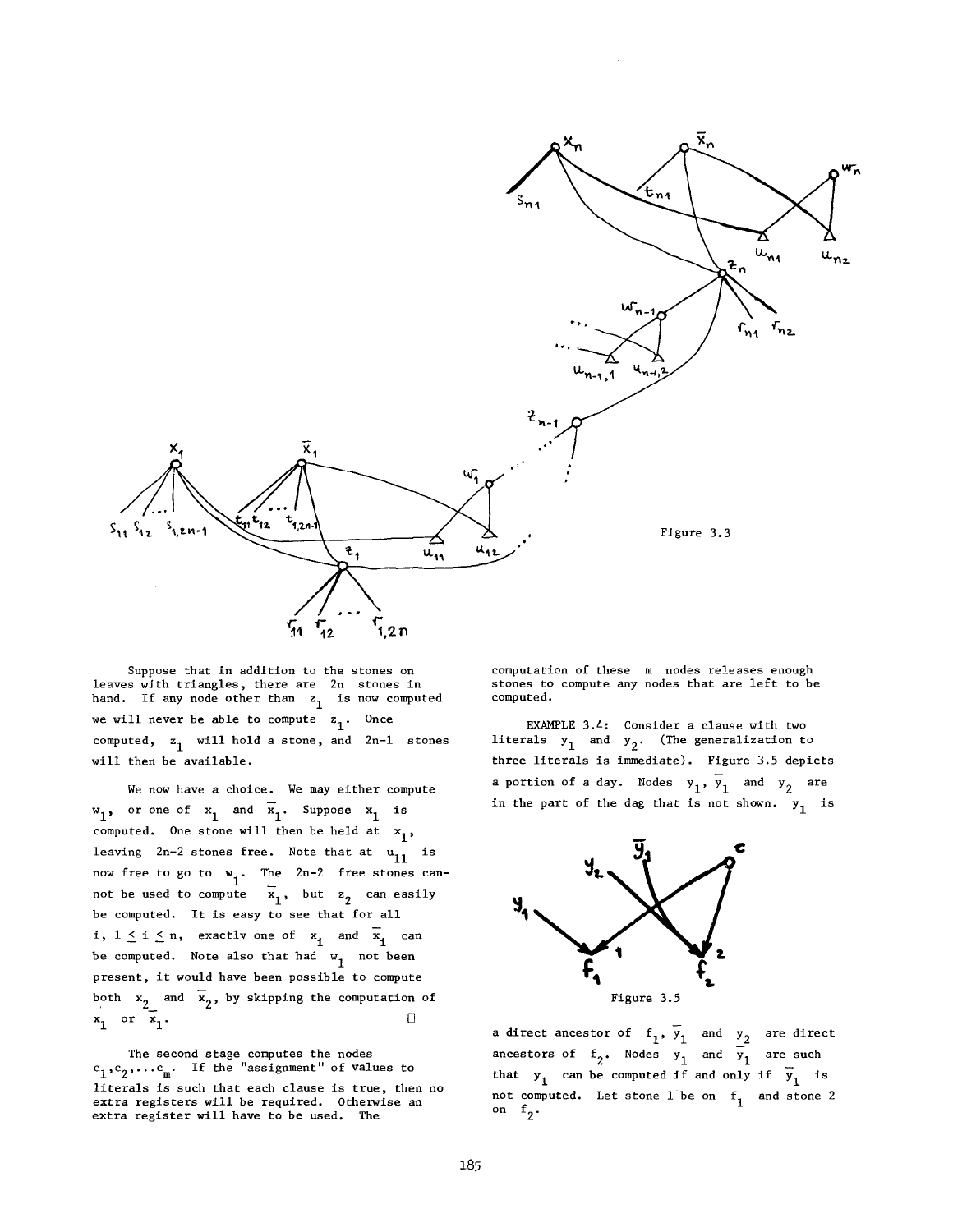Figure 3.3

Suppose that in addition to the stones on leaves with triangles, there are $2n$ stones in hand. If any node other than $z_1$ is now computed we will never be able to compute $z_1$. Once computed, $z_1$ will hold a stone, and $2n-1$ stones will then be available.

We now have a choice. We may either compute $w_1$, or one of $x_1$ and $\bar{x}_1$. Suppose $x_1$ is computed. One stone will then be held at $x_1$, leaving $2n-2$ stones free. Note that at $u_{11}$ is now free to go to $w_1$. The $2n-2$ free stones cannot be used to compute $\bar{x}_1$, but $z_2$ can easily be computed. It is easy to see that for all $i$, $1 \leq i \leq n$, exactly one of $x_i$ and $\bar{x}_i$ can be computed. Note also that had $w_1$ not been present, it would have been possible to compute both $x_2$ and $\bar{x}_2$, by skipping the computation of $x_1$ or $\bar{x}_1$. □

The second stage computes the nodes $c_1, c_2, \ldots c_m$. If the "assignment" of values to literals is such that each clause is true, then no extra registers will be required. Otherwise an extra register will have to be used. The computation of these $m$ nodes releases enough stones to compute any nodes that are left to be computed.

EXAMPLE 3.4: Consider a clause with two literals $y_1$ and $y_2$. (The generalization to three literals is immediate). Figure 3.5 depicts a portion of a day. Nodes $y_1$, $\bar{y}_1$ and $y_2$ are in the part of the dag that is not shown. $y_1$ is a direct ancestor of $f_1$, $\bar{y}_1$ and $y_2$ are direct ancestors of $f_2$. Nodes $y_1$ and $\bar{y}_1$ are such that $y_1$ can be computed if and only if $\bar{y}_1$ is not computed. Let stone 1 be on $f_1$ and stone 2 on $f_2$.

Figure 3.5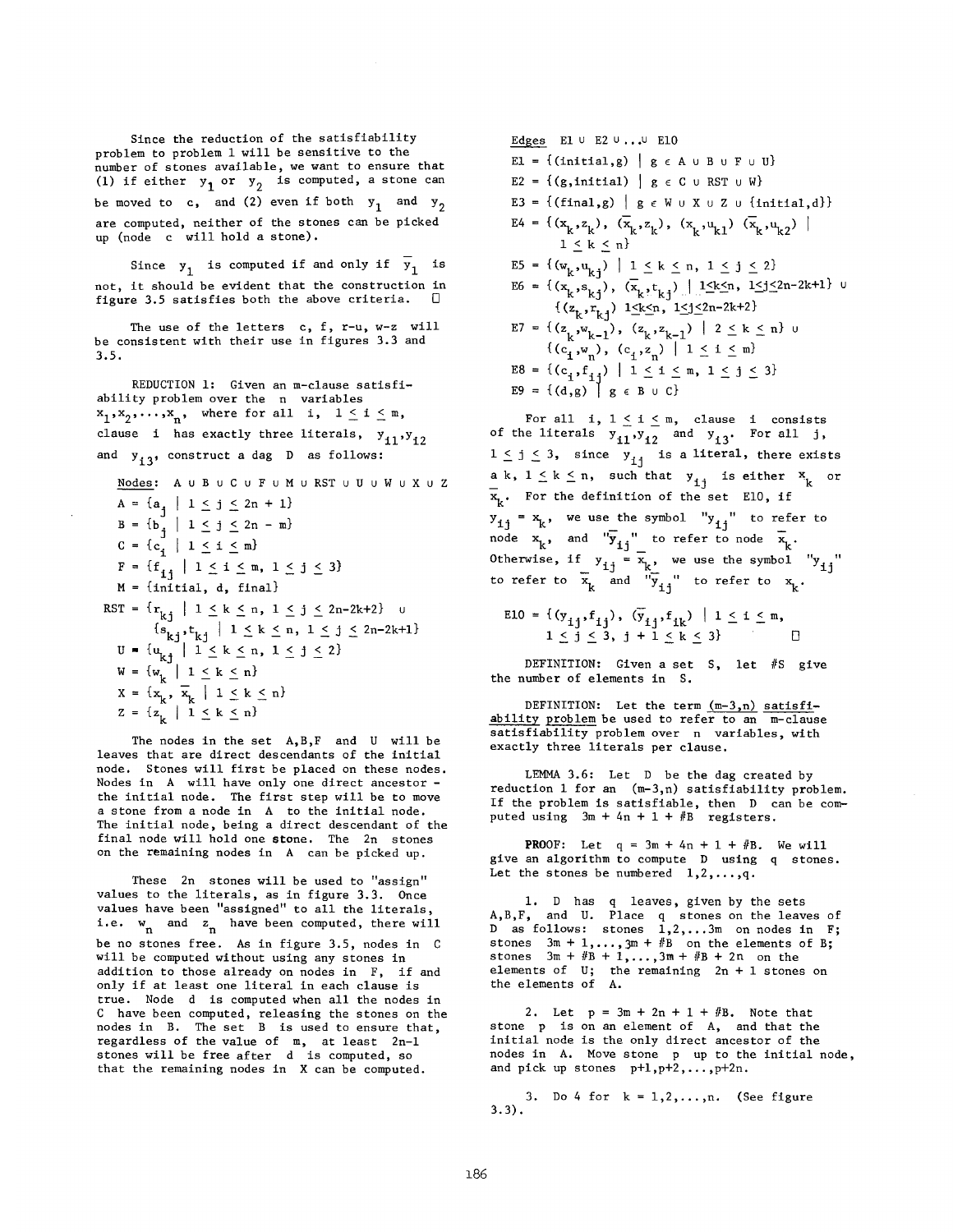Since the reduction of the satisfiability problem to problem 1 will be sensitive to the number of stones available, we want to ensure that (1) if either $y_1$ or $y_2$ is computed, a stone can be moved to c, and (2) even if both $y_1$ and $y_2$ are computed, neither of the stones can be picked up (node c will hold a stone).

Since $y_1$ is computed if and only if $\bar{y}_1$ is not, it should be evident that the construction in figure 3.5 satisfies both the above criteria. □

The use of the letters c, f, r-u, w-z will be consistent with their use in figures 3.3 and 3.5.

REDUCTION 1: Given an m-clause satisfiability problem over the n variables $x_1, x_2, \ldots, x_n$, where for all i, $1 \leq i \leq m$, clause i has exactly three literals, $y_{i1}, y_{i2}$ and $y_{i3}$, construct a dag D as follows:

Nodes: $A \cup B \cup C \cup F \cup M \cup RST \cup U \cup W \cup X \cup Z$

$A = \{a_j \mid 1 \leq j \leq 2n + 1\}$

$B = \{b_j \mid 1 \leq j \leq 2n - m\}$

$C = \{c_i \mid 1 \leq i \leq m\}$

$F = \{f_{ij} \mid 1 \leq i \leq m,\ 1 \leq j \leq 3\}$

$M = \{\text{initial, d, final}\}$

$RST = \{r_{kj} \mid 1 \leq k \leq n,\ 1 \leq j \leq 2n-2k+2\} \cup \{s_{kj}, t_{kj} \mid 1 \leq k \leq n,\ 1 \leq j \leq 2n-2k+1\}$

$U = \{u_{kj} \mid 1 \leq k \leq n,\ 1 \leq j \leq 2\}$

$W = \{w_k \mid 1 \leq k \leq n\}$

$X = \{x_k, \bar{x}_k \mid 1 \leq k \leq n\}$

$Z = \{z_k \mid 1 \leq k \leq n\}$

The nodes in the set A,B,F and U will be leaves that are direct descendants of the initial node. Stones will first be placed on these nodes. Nodes in A will have only one direct ancestor - the initial node. The first step will be to move a stone from a node in A to the initial node. The initial node, being a direct descendant of the final node will hold one stone. The 2n stones on the remaining nodes in A can be picked up.

These 2n stones will be used to "assign" values to the literals, as in figure 3.3. Once values have been "assigned" to all the literals, i.e. $w_n$ and $z_n$ have been computed, there will be no stones free. As in figure 3.5, nodes in C will be computed without using any stones in addition to those already on nodes in F, if and only if at least one literal in each clause is true. Node d is computed when all the nodes in C have been computed, releasing the stones on the nodes in B. The set B is used to ensure that, regardless of the value of m, at least 2n-1 stones will be free after d is computed, so that the remaining nodes in X can be computed.

Edges $E1 \cup E2 \cup \ldots \cup E10$

$E1 = \{(\text{initial}, g) \mid g \in A \cup B \cup F \cup U\}$

$E2 = \{(g, \text{initial}) \mid g \in C \cup RST \cup W\}$

$E3 = \{(\text{final}, g) \mid g \in W \cup X \cup Z \cup \{\text{initial}, d\}\}$

$E4 = \{(x_k, z_k),\ (\bar{x}_k, z_k),\ (x_k, u_{k1})\ (\bar{x}_k, u_{k2}) \mid 1 \leq k \leq n\}$

$E5 = \{(w_k, u_{kj}) \mid 1 \leq k \leq n,\ 1 \leq j \leq 2\}$

$E6 = \{(x_k, s_{kj}),\ (\bar{x}_k, t_{kj}) \mid 1 \leq k \leq n,\ 1 \leq j \leq 2n-2k+1\} \cup \{(z_k, r_{kj})\ 1 \leq k \leq n,\ 1 \leq j \leq 2n-2k+2\}$

$E7 = \{(z_k, w_{k-1}),\ (z_k, z_{k-1}) \mid 2 \leq k \leq n\} \cup \{(c_i, w_n),\ (c_i, z_n) \mid 1 \leq i \leq m\}$

$E8 = \{(c_i, f_{ij}) \mid 1 \leq i \leq m,\ 1 \leq j \leq 3\}$

$E9 = \{(d, g) \mid g \in B \cup C\}$

For all i, $1 \leq i \leq m$, clause i consists of the literals $y_{i1}, y_{i2}$ and $y_{i3}$. For all j, $1 \leq j \leq 3$, since $y_{ij}$ is a literal, there exists a k, $1 \leq k \leq n$, such that $y_{ij}$ is either $x_k$ or $\bar{x}_k$. For the definition of the set E10, if $y_{ij} = x_k$, we use the symbol "$y_{ij}$" to refer to node $x_k$, and "$\bar{y}_{ij}$" to refer to node $\bar{x}_k$. Otherwise, if $y_{ij} = \bar{x}_k$, we use the symbol "$y_{ij}$" to refer to $\bar{x}_k$ and "$\bar{y}_{ij}$" to refer to $x_k$.

$E10 = \{(y_{ij}, f_{ij}),\ (\bar{y}_{ij}, f_{ik}) \mid 1 \leq i \leq m,\ 1 \leq j \leq 3,\ j + 1 \leq k \leq 3\}$ □

DEFINITION: Given a set S, let #S give the number of elements in S.

DEFINITION: Let the term _(m-3,n) satisfiability problem_ be used to refer to an m-clause satisfiability problem over n variables, with exactly three literals per clause.

LEMMA 3.6: Let D be the dag created by reduction 1 for an (m-3,n) satisfiability problem. If the problem is satisfiable, then D can be computed using 3m + 4n + 1 + #B registers.

PROOF: Let q = 3m + 4n + 1 + #B. We will give an algorithm to compute D using q stones. Let the stones be numbered 1,2,...,q.

1. D has q leaves, given by the sets A,B,F, and U. Place q stones on the leaves of D as follows: stones 1,2,...3m on nodes in F; stones 3m + 1,...,3m + #B on the elements of B; stones 3m + #B + 1,...,3m + #B + 2n on the elements of U; the remaining 2n + 1 stones on the elements of A.

2. Let p = 3m + 2n + 1 + #B. Note that stone p is on an element of A, and that the initial node is the only direct ancestor of the nodes in A. Move stone p up to the initial node, and pick up stones p+1,p+2,...,p+2n.

3. Do 4 for k = 1,2,...,n. (See figure 3.3).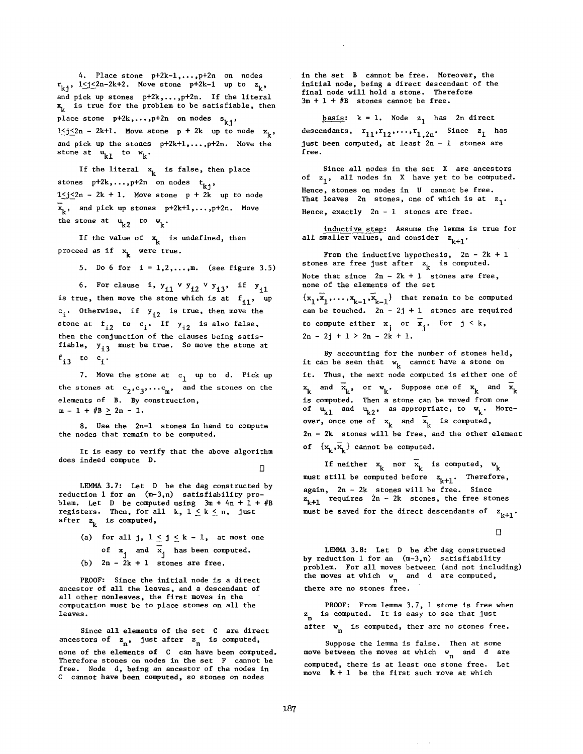4. Place stone $p+2k-1,\ldots,p+2n$ on nodes $r_{kj}$, $1 \leq j \leq 2n-2k+2$. Move stone $p+2k-1$ up to $z_k$, and pick up stones $p+2k,\ldots,p+2n$. If the literal $x_k$ is true for the problem to be satisfiable, then place stone $p+2k,\ldots,p+2n$ on nodes $s_{kj}$, $1 \leq j \leq 2n-2k+1$. Move stone $p+2k$ up to node $x_k$, and pick up the stones $p+2k+1,\ldots,p+2n$. Move the stone at $u_{k1}$ to $w_k$.

If the literal $x_k$ is false, then place stones $p+2k,\ldots,p+2n$ on nodes $t_{kj}$, $1 \leq j \leq 2n-2k+1$. Move stone $p+2k$ up to node $\bar{x}_k$, and pick up stones $p+2k+1,\ldots,p+2n$. Move the stone at $u_{k2}$ to $w_k$.

If the value of $x_k$ is undefined, then proceed as if $x_k$ were true.

5. Do 6 for $i = 1,2,\ldots,m$. (see figure 3.5)

6. For clause $i$, $y_{i1} \vee y_{i2} \vee y_{i3}$, if $y_{i1}$ is true, then move the stone which is at $f_{i1}$, up $c_i$. Otherwise, if $y_{i2}$ is true, then move the stone at $f_{i2}$ to $c_i$. If $y_{i2}$ is also false, then the conjunction of the clauses being satisfiable, $y_{i3}$ must be true. So move the stone at $f_{i3}$ to $c_i$.

7. Move the stone at $c_1$ up to $d$. Pick up the stones at $c_2,c_3,\ldots c_m$, and the stones on the elements of $B$. By construction, $m - 1 + \#B \geq 2n - 1$.

8. Use the $2n-1$ stones in hand to compute the nodes that remain to be computed.

It is easy to verify that the above algorithm does indeed compute $D$.

□

LEMMA 3.7: Let $D$ be the dag constructed by reduction 1 for an $(m-3,n)$ satisfiability problem. Let $D$ be computed using $3m + 4n + 1 + \#B$ registers. Then, for all $k$, $1 \leq k \leq n$, just after $z_k$ is computed,

(a) for all $j$, $1 \leq j \leq k-1$, at most one of $x_j$ and $\bar{x}_j$ has been computed.

(b) $2n - 2k + 1$ stones are free.

PROOF: Since the initial node is a direct ancestor of all the leaves, and a descendant of all other nonleaves, the first moves in the computation must be to place stones on all the leaves.

Since all elements of the set $C$ are direct ancestors of $z_n$, just after $z_n$ is computed, none of the elements of $C$ can have been computed. Therefore stones on nodes in the set $F$ cannot be free. Node $d$, being an ancestor of the nodes in $C$ cannot have been computed, so stones on nodes in the set $B$ cannot be free. Moreover, the initial node, being a direct descendant of the final node will hold a stone. Therefore $3m + 1 + \#B$ stones cannot be free.

basis: $k = 1$. Node $z_1$ has $2n$ direct descendants, $r_{11},r_{12},\ldots,r_{1,2n}$. Since $z_1$ has just been computed, at least $2n - 1$ stones are free.

Since all nodes in the set $X$ are ancestors of $z_1$, all nodes in $X$ have yet to be computed. Hence, stones on nodes in $U$ cannot be free. That leaves $2n$ stones, one of which is at $z_1$. Hence, exactly $2n - 1$ stones are free.

inductive step: Assume the lemma is true for all smaller values, and consider $z_{k+1}$.

From the inductive hypothesis, $2n - 2k + 1$ stones are free just after $z_k$ is computed. Note that since $2n - 2k + 1$ stones are free, none of the elements of the set $\{x_1,\bar{x}_1,\ldots,x_{k-1},\bar{x}_{k-1}\}$ that remain to be computed can be touched. $2n - 2j + 1$ stones are required to compute either $x_j$ or $\bar{x}_j$. For $j < k$, $2n - 2j + 1 > 2n - 2k + 1$.

By accounting for the number of stones held, it can be seen that $w_k$ cannot have a stone on it. Thus, the next node computed is either one of $x_k$ and $\bar{x}_k$, or $w_k$. Suppose one of $x_k$ and $\bar{x}_k$ is computed. Then a stone can be moved from one of $u_{k1}$ and $u_{k2}$, as appropriate, to $w_k$. Moreover, once one of $x_k$ and $\bar{x}_k$ is computed, $2n - 2k$ stones will be free, and the other element of $\{x_k,\bar{x}_k\}$ cannot be computed.

If neither $x_k$ nor $\bar{x}_k$ is computed, $w_k$ must still be computed before $z_{k+1}$. Therefore, again, $2n - 2k$ stones will be free. Since $z_{k+1}$ requires $2n - 2k$ stones, the free stones must be saved for the direct descendants of $z_{k+1}$.

□

LEMMA 3.8: Let $D$ be the dag constructed by reduction 1 for an $(m-3,n)$ satisfiability problem. For all moves between (and not including) the moves at which $w_n$ and $d$ are computed, there are no stones free.

PROOF: From lemma 3.7, 1 stone is free when $z_n$ is computed. It is easy to see that just after $w_n$ is computed, ther are no stones free.

Suppose the lemma is false. Then at some move between the moves at which $w_n$ and $d$ are computed, there is at least one stone free. Let move $k + 1$ be the first such move at which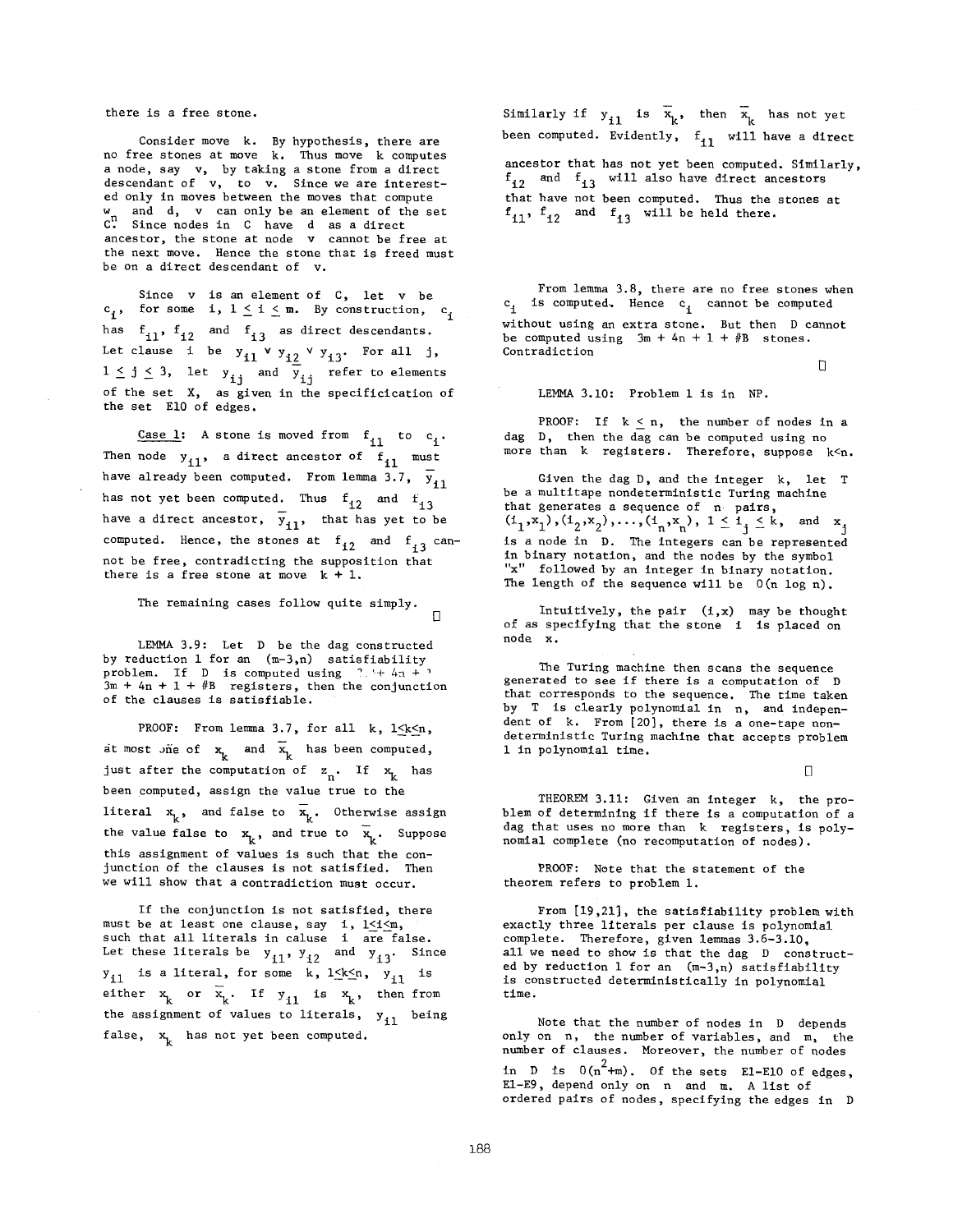there is a free stone.

Consider move k. By hypothesis, there are no free stones at move k. Thus move k computes a node, say v, by taking a stone from a direct descendant of v, to v. Since we are interested only in moves between the moves that compute $w_n$ and d, v can only be an element of the set C. Since nodes in C have d as a direct ancestor, the stone at node v cannot be free at the next move. Hence the stone that is freed must be on a direct descendant of v.

Since v is an element of C, let v be $c_i$, for some i, $1 \leq i \leq m$. By construction, $c_i$ has $f_{i1}$, $f_{i2}$ and $f_{i3}$ as direct descendants. Let clause i be $y_{i1} \vee y_{i2} \vee y_{i3}$. For all j, $1 \leq j \leq 3$, let $y_{ij}$ and $\bar{y}_{ij}$ refer to elements of the set X, as given in the specificication of the set E10 of edges.

Case 1: A stone is moved from $f_{i1}$ to $c_i$. Then node $y_{i1}$, a direct ancestor of $f_{i1}$ must have already been computed. From lemma 3.7, $\bar{y}_{i1}$ has not yet been computed. Thus $f_{i2}$ and $f_{i3}$ have a direct ancestor, $\bar{y}_{i1}$, that has yet to be computed. Hence, the stones at $f_{i2}$ and $f_{i3}$ cannot be free, contradicting the supposition that there is a free stone at move k + 1.

The remaining cases follow quite simply. □

LEMMA 3.9: Let D be the dag constructed by reduction 1 for an (m-3,n) satisfiability problem. If D is computed using ?.'+ 4n + ' 3m + 4n + 1 + #B registers, then the conjunction of the clauses is satisfiable.

PROOF: From lemma 3.7, for all k, $1 \leq k \leq n$, at most one of $x_k$ and $\bar{x}_k$ has been computed, just after the computation of $z_n$. If $x_k$ has been computed, assign the value true to the literal $x_k$, and false to $\bar{x}_k$. Otherwise assign the value false to $x_k$, and true to $\bar{x}_k$. Suppose this assignment of values is such that the conjunction of the clauses is not satisfied. Then we will show that a contradiction must occur.

If the conjunction is not satisfied, there must be at least one clause, say i, $1 \leq i \leq m$, such that all literals in caluse i are false. Let these literals be $y_{i1}$, $y_{i2}$ and $y_{i3}$. Since $y_{i1}$ is a literal, for some k, $1 \leq k \leq n$, $y_{i1}$ is either $x_k$ or $\bar{x}_k$. If $y_{i1}$ is $x_k$, then from the assignment of values to literals, $y_{i1}$ being false, $x_k$ has not yet been computed. Similarly if $y_{i1}$ is $\bar{x}_k$, then $\bar{x}_k$ has not yet been computed. Evidently, $f_{i1}$ will have a direct ancestor that has not yet been computed. Similarly, $f_{i2}$ and $f_{i3}$ will also have direct ancestors that have not been computed. Thus the stones at $f_{i1}$, $f_{i2}$ and $f_{i3}$ will be held there.

From lemma 3.8, there are no free stones when $c_i$ is computed. Hence $c_i$ cannot be computed without using an extra stone. But then D cannot be computed using 3m + 4n + 1 + #B stones. Contradiction

□

LEMMA 3.10: Problem 1 is in NP.

PROOF: If $k \leq n$, the number of nodes in a dag D, then the dag can be computed using no more than k registers. Therefore, suppose k<n.

Given the dag D, and the integer k, let T be a multitape nondeterministic Turing machine that generates a sequence of n pairs, $(i_1,x_1),(i_2,x_2),\ldots,(i_n,x_n)$, $1 \leq i_j \leq k$, and $x_j$ is a node in D. The integers can be represented in binary notation, and the nodes by the symbol "x" followed by an integer in binary notation. The length of the sequence will be O(n log n).

Intuitively, the pair (i,x) may be thought of as specifying that the stone i is placed on node x.

The Turing machine then scans the sequence generated to see if there is a computation of D that corresponds to the sequence. The time taken by T is clearly polynomial in n, and independent of k. From [20], there is a one-tape nondeterministic Turing machine that accepts problem 1 in polynomial time.

□

THEOREM 3.11: Given an integer k, the problem of determining if there is a computation of a dag that uses no more than k registers, is polynomial complete (no recomputation of nodes).

PROOF: Note that the statement of the theorem refers to problem 1.

From [19,21], the satisfiability problem with exactly three literals per clause is polynomial complete. Therefore, given lemmas 3.6-3.10, all we need to show is that the dag D constructed by reduction 1 for an (m-3,n) satisfiability is constructed deterministically in polynomial time.

Note that the number of nodes in D depends only on n, the number of variables, and m, the number of clauses. Moreover, the number of nodes in D is $O(n^2+m)$. Of the sets E1-E10 of edges, E1-E9, depend only on n and m. A list of ordered pairs of nodes, specifying the edges in D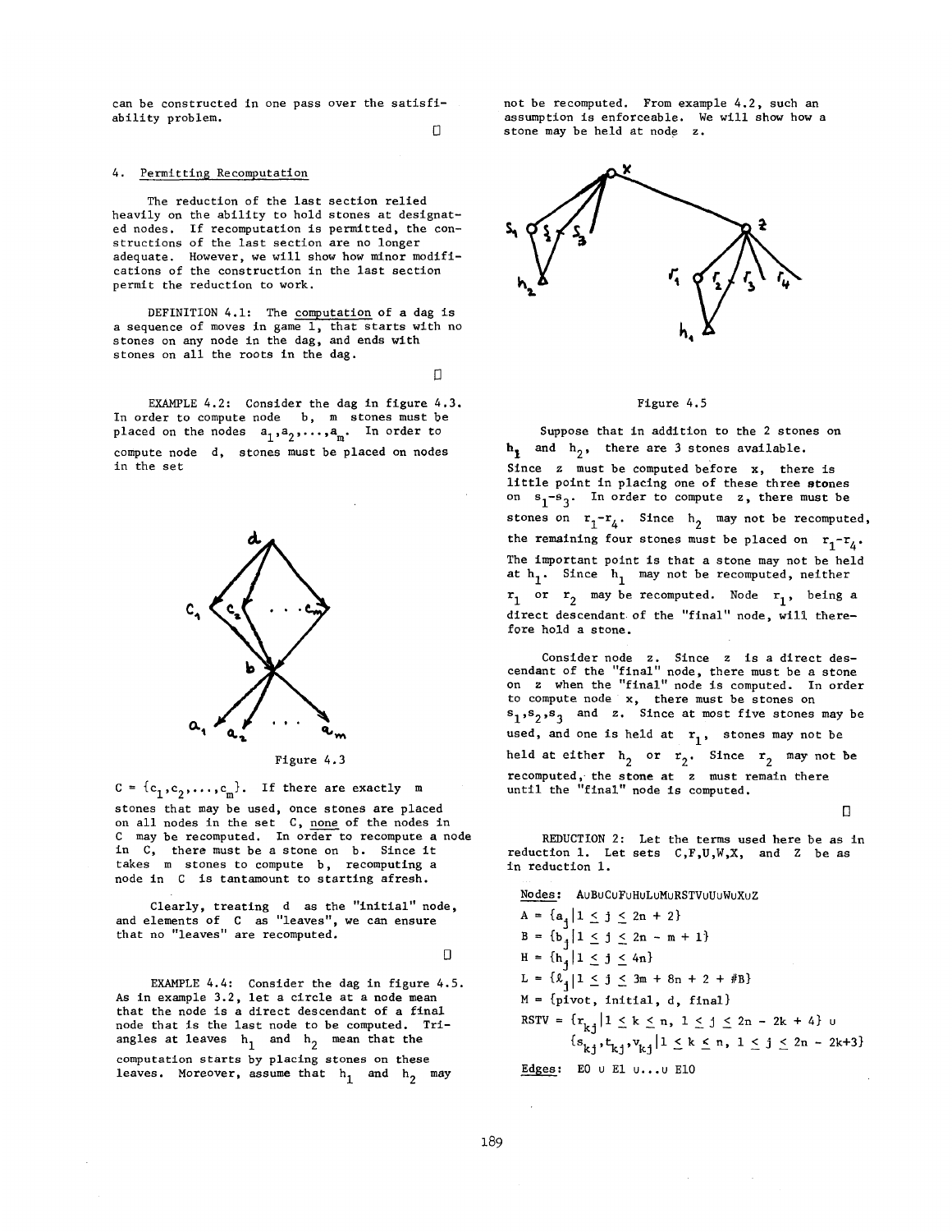can be constructed in one pass over the satisfiability problem.

□

## 4. Permitting Recomputation

The reduction of the last section relied heavily on the ability to hold stones at designated nodes. If recomputation is permitted, the constructions of the last section are no longer adequate. However, we will show how minor modifications of the construction in the last section permit the reduction to work.

DEFINITION 4.1: The computation of a dag is a sequence of moves in game 1, that starts with no stones on any node in the dag, and ends with stones on all the roots in the dag.

□

EXAMPLE 4.2: Consider the dag in figure 4.3. In order to compute node $b$, $m$ stones must be placed on the nodes $a_1, a_2, \ldots, a_m$. In order to compute node $d$, stones must be placed on nodes in the set

Figure 4.3

$C = \{c_1, c_2, \ldots, c_m\}$. If there are exactly $m$ stones that may be used, once stones are placed on all nodes in the set $C$, none of the nodes in $C$ may be recomputed. In order to recompute a node in $C$, there must be a stone on $b$. Since it takes $m$ stones to compute $b$, recomputing a node in $C$ is tantamount to starting afresh.

Clearly, treating $d$ as the "initial" node, and elements of $C$ as "leaves", we can ensure that no "leaves" are recomputed.

□

EXAMPLE 4.4: Consider the dag in figure 4.5. As in example 3.2, let a circle at a node mean that the node is a direct descendant of a final node that is the last node to be computed. Triangles at leaves $h_1$ and $h_2$ mean that the computation starts by placing stones on these leaves. Moreover, assume that $h_1$ and $h_2$ may not be recomputed. From example 4.2, such an assumption is enforceable. We will show how a stone may be held at node $z$.

Figure 4.5

Suppose that in addition to the 2 stones on $h_1$ and $h_2$, there are 3 stones available. Since $z$ must be computed before $x$, there is little point in placing one of these three stones on $s_1$-$s_3$. In order to compute $z$, there must be stones on $r_1$-$r_4$. Since $h_2$ may not be recomputed, the remaining four stones must be placed on $r_1$-$r_4$. The important point is that a stone may not be held at $h_1$. Since $h_1$ may not be recomputed, neither $r_1$ or $r_2$ may be recomputed. Node $r_1$, being a direct descendant of the "final" node, will therefore hold a stone.

Consider node $z$. Since $z$ is a direct descendant of the "final" node, there must be a stone on $z$ when the "final" node is computed. In order to compute node $x$, there must be stones on $s_1, s_2, s_3$ and $z$. Since at most five stones may be used, and one is held at $r_1$, stones may not be held at either $h_2$ or $r_2$. Since $r_2$ may not be recomputed, the stone at $z$ must remain there until the "final" node is computed.

□

REDUCTION 2: Let the terms used here be as in reduction 1. Let sets $C, F, U, W, X$, and $Z$ be as in reduction 1.

Nodes: $A \cup B \cup C \cup F \cup H \cup L \cup M \cup RSTV \cup U \cup W \cup X \cup Z$

$A = \{a_j \mid 1 \le j \le 2n + 2\}$

$B = \{b_j \mid 1 \le j \le 2n - m + 1\}$

$H = \{h_j \mid 1 \le j \le 4n\}$

$L = \{\ell_j \mid 1 \le j \le 3m + 8n + 2 + \#B\}$

$M = \{\text{pivot, initial, d, final}\}$

$RSTV = \{r_{kj} \mid 1 \le k \le n,\ 1 \le j \le 2n - 2k + 4\} \cup \{s_{kj}, t_{kj}, v_{kj} \mid 1 \le k \le n,\ 1 \le j \le 2n - 2k+3\}$

Edges: $E0 \cup E1 \cup \ldots \cup E10$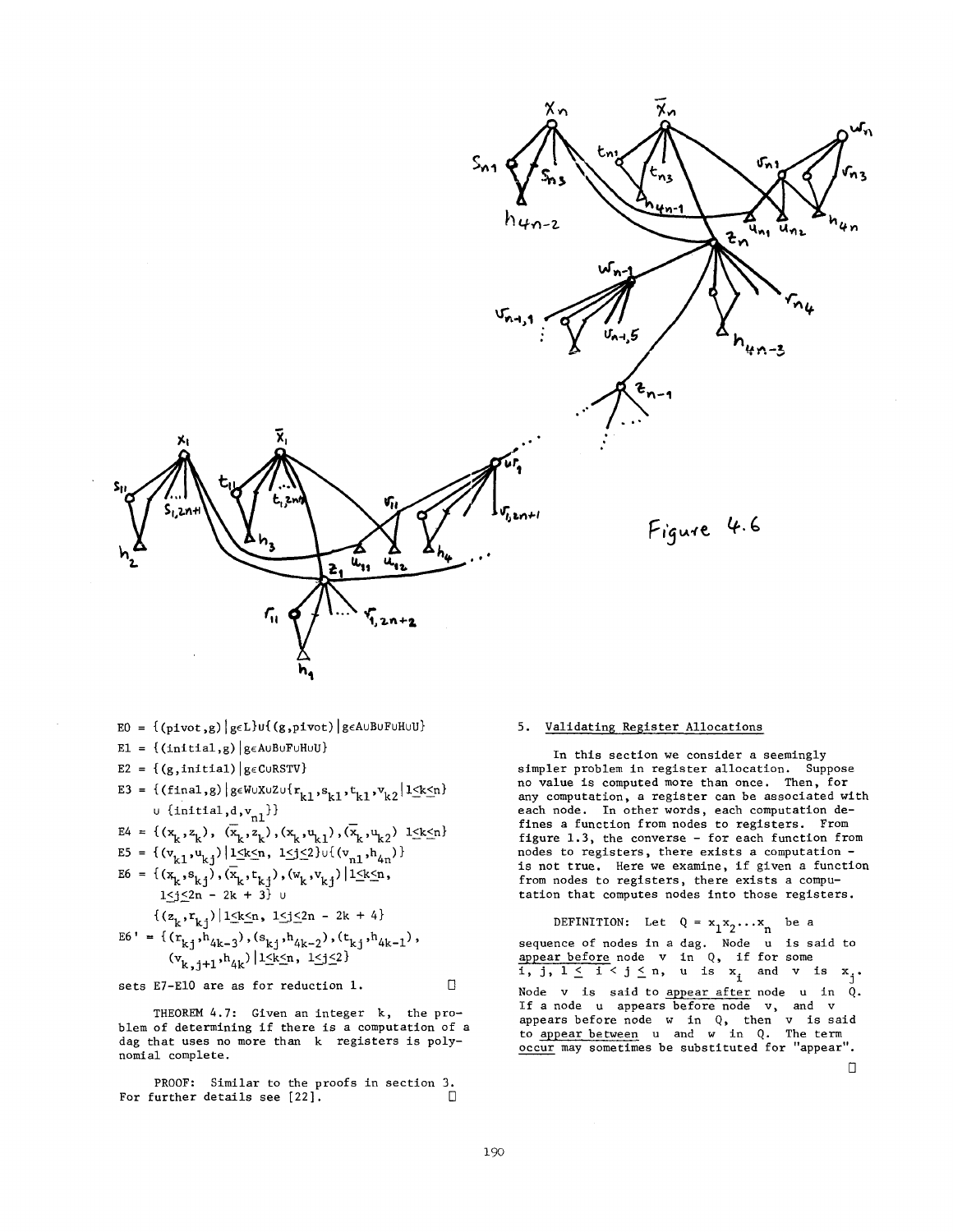Figure 4.6

$E0 = \{(\text{pivot},g) \mid g \in L\} \cup \{(g,\text{pivot}) \mid g \in A \cup B \cup F \cup H \cup U\}$

$E1 = \{(\text{initial},g) \mid g \in A \cup B \cup F \cup H \cup U\}$

$E2 = \{(g,\text{initial}) \mid g \in C \cup RSTV\}$

$E3 = \{(\text{final},g) \mid g \in W \cup X \cup Z \cup \{r_{k1}, s_{k1}, t_{k1}, v_{k2} \mid 1 \leq k \leq n\}$
$\cup \{\text{initial}, d, v_{n1}\}\}$

$E4 = \{(x_k, z_k), (\bar{x}_k, z_k), (x_k, u_{k1}), (\bar{x}_k, u_{k2}) \; 1 \leq k \leq n\}$

$E5 = \{(v_{k1}, u_{kj}) \mid 1 \leq k \leq n, \; 1 \leq j \leq 2\} \cup \{(v_{n1}, h_{4n})\}$

$E6 = \{(x_k, s_{kj}), (\bar{x}_k, t_{kj}), (w_k, v_{kj}) \mid 1 \leq k \leq n,$
$1 \leq j \leq 2n - 2k + 3\} \cup$
$\{(z_k, r_{kj}) \mid 1 \leq k \leq n, \; 1 \leq j \leq 2n - 2k + 4\}$

$E6' = \{(r_{kj}, h_{4k-3}), (s_{kj}, h_{4k-2}), (t_{kj}, h_{4k-1}),$
$(v_{k,j+1}, h_{4k}) \mid 1 \leq k \leq n, \; 1 \leq j \leq 2\}$

sets E7-E10 are as for reduction 1. □

THEOREM 4.7: Given an integer $k$, the problem of determining if there is a computation of a dag that uses no more than $k$ registers is polynomial complete.

PROOF: Similar to the proofs in section 3. For further details see [22]. □

## 5. Validating Register Allocations

In this section we consider a seemingly simpler problem in register allocation. Suppose no value is computed more than once. Then, for any computation, a register can be associated with each node. In other words, each computation defines a function from nodes to registers. From figure 1.3, the converse - for each function from nodes to registers, there exists a computation - is not true. Here we examine, if given a function from nodes to registers, there exists a computation that computes nodes into those registers.

DEFINITION: Let $Q = x_1 x_2 \ldots x_n$ be a sequence of nodes in a dag. Node $u$ is said to _appear before_ node $v$ in $Q$, if for some $i, j, 1 \leq i < j \leq n$, $u$ is $x_i$ and $v$ is $x_j$. Node $v$ is said to _appear after_ node $u$ in $Q$. If a node $u$ appears before node $v$, and $v$ appears before node $w$ in $Q$, then $v$ is said to _appear between_ $u$ and $w$ in $Q$. The term _occur_ may sometimes be substituted for "appear". □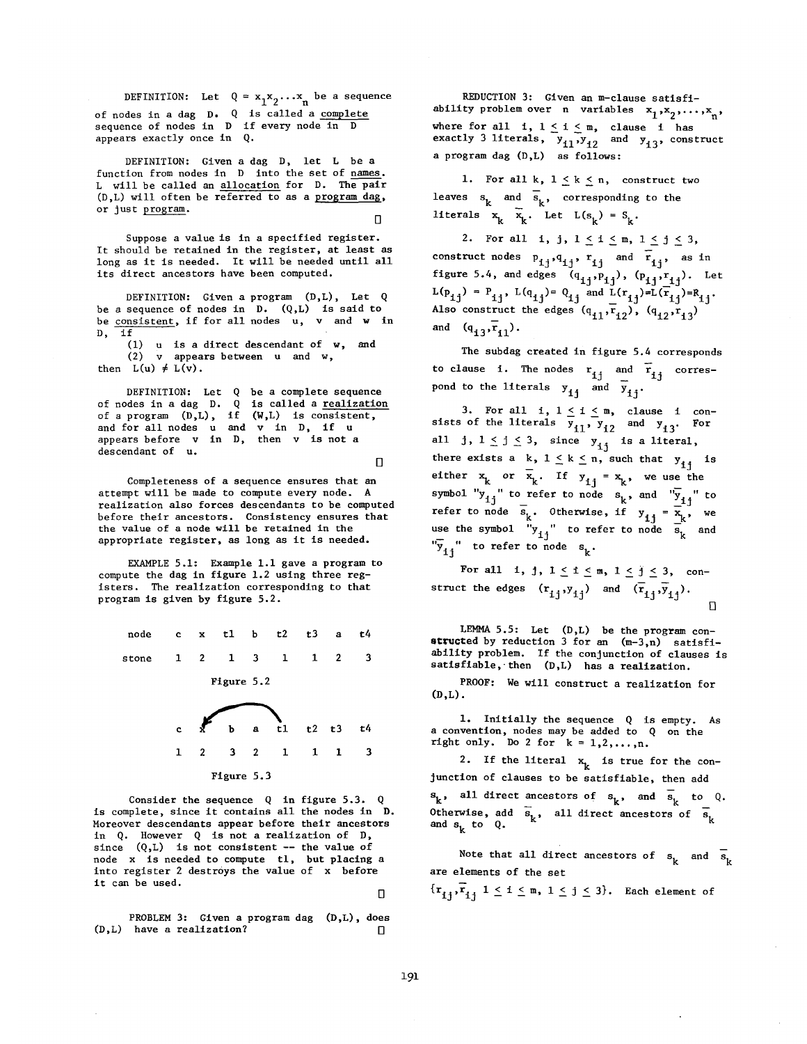DEFINITION: Let $Q = x_1 x_2 \ldots x_n$ be a sequence of nodes in a dag $D$. $Q$ is called a complete sequence of nodes in $D$ if every node in $D$ appears exactly once in $Q$.

DEFINITION: Given a dag $D$, let $L$ be a function from nodes in $D$ into the set of names. $L$ will be called an allocation for $D$. The pair $(D,L)$ will often be referred to as a program dag, or just program. □

Suppose a value is in a specified register. It should be retained in the register, at least as long as it is needed. It will be needed until all its direct ancestors have been computed.

DEFINITION: Given a program $(D,L)$, Let $Q$ be a sequence of nodes in $D$. $(Q,L)$ is said to be consistent, if for all nodes $u$, $v$ and $w$ in $D$, if

(1) $u$ is a direct descendant of $w$, and
(2) $v$ appears between $u$ and $w$,

then $L(u) \neq L(v)$.

DEFINITION: Let $Q$ be a complete sequence of nodes in a dag $D$. $Q$ is called a realization of a program $(D,L)$, if $(W,L)$ is consistent, and for all nodes $u$ and $v$ in $D$, if $u$ appears before $v$ in $D$, then $v$ is not a descendant of $u$. □

Completeness of a sequence ensures that an attempt will be made to compute every node. A realization also forces descendants to be computed before their ancestors. Consistency ensures that the value of a node will be retained in the appropriate register, as long as it is needed.

EXAMPLE 5.1: Example 1.1 gave a program to compute the dag in figure 1.2 using three registers. The realization corresponding to that program is given by figure 5.2.

| node | c | x | t1 | b | t2 | t3 | a | t4 |
|---|---|---|---|---|---|---|---|---|
| stone | 1 | 2 | 1 | 3 | 1 | 1 | 2 | 3 |

Figure 5.2

| c | x | b | a | t1 | t2 | t3 | t4 |
|---|---|---|---|---|---|---|---|
| 1 | 2 | 3 | 2 | 1 | 1 | 1 | 3 |

Figure 5.3

Consider the sequence $Q$ in figure 5.3. $Q$ is complete, since it contains all the nodes in $D$. Moreover descendants appear before their ancestors in $Q$. However $Q$ is not a realization of $D$, since $(Q,L)$ is not consistent -- the value of node $x$ is needed to compute t1, but placing a into register 2 destroys the value of $x$ before it can be used. □

PROBLEM 3: Given a program dag $(D,L)$, does $(D,L)$ have a realization? □

REDUCTION 3: Given an m-clause satisfiability problem over $n$ variables $x_1, x_2, \ldots, x_n$, where for all $i$, $1 \leq i \leq m$, clause $i$ has exactly 3 literals, $y_{i1}, y_{i2}$ and $y_{i3}$, construct a program dag $(D,L)$ as follows:

1. For all $k$, $1 \leq k \leq n$, construct two leaves $s_k$ and $\bar{s}_k$, corresponding to the literals $x_k$ $\bar{x}_k$. Let $L(s_k) = S_k$.

2. For all $i$, $j$, $1 \leq i \leq m$, $1 \leq j \leq 3$, construct nodes $p_{ij}, q_{ij}, r_{ij}$ and $\bar{r}_{ij}$, as in figure 5.4, and edges $(q_{ij}, p_{ij})$, $(p_{ij}, r_{ij})$. Let $L(p_{ij}) = P_{ij}$, $L(q_{ij}) = Q_{ij}$ and $L(r_{ij}) = L(\bar{r}_{ij}) = R_{ij}$. Also construct the edges $(q_{i1}, \bar{r}_{i2})$, $(q_{i2}, \bar{r}_{i3})$ and $(q_{i3}, \bar{r}_{i1})$.

The subdag created in figure 5.4 corresponds to clause $i$. The nodes $r_{ij}$ and $\bar{r}_{ij}$ correspond to the literals $y_{ij}$ and $\bar{y}_{ij}$.

3. For all $i$, $1 \leq i \leq m$, clause $i$ consists of the literals $y_{i1}$, $y_{i2}$ and $y_{i3}$. For all $j$, $1 \leq j \leq 3$, since $y_{ij}$ is a literal, there exists a $k$, $1 \leq k \leq n$, such that $y_{ij}$ is either $x_k$ or $\bar{x}_k$. If $y_{ij} = x_k$, we use the symbol "$y_{ij}$" to refer to node $s_k$, and "$\bar{y}_{ij}$" to refer to node $\bar{s}_k$. Otherwise, if $y_{ij} = \bar{x}_k$, we use the symbol "$y_{ij}$" to refer to node $\bar{s}_k$ and "$\bar{y}_{ij}$" to refer to node $s_k$.

For all $i$, $j$, $1 \leq i \leq m$, $1 \leq j \leq 3$, construct the edges $(r_{ij}, y_{ij})$ and $(\bar{r}_{ij}, \bar{y}_{ij})$. □

LEMMA 5.5: Let $(D,L)$ be the program constructed by reduction 3 for an $(m\text{-}3,n)$ satisfiability problem. If the conjunction of clauses is satisfiable, then $(D,L)$ has a realization.

PROOF: We will construct a realization for $(D,L)$.

1. Initially the sequence $Q$ is empty. As a convention, nodes may be added to $Q$ on the right only. Do 2 for $k = 1,2,\ldots,n$.

2. If the literal $x_k$ is true for the conjunction of clauses to be satisfiable, then add $s_k$, all direct ancestors of $s_k$, and $\bar{s}_k$ to $Q$. Otherwise, add $\bar{s}_k$, all direct ancestors of $\bar{s}_k$ and $s_k$ to $Q$.

Note that all direct ancestors of $s_k$ and $\bar{s}_k$ are elements of the set $\{r_{ij}, \bar{r}_{ij} \ 1 \leq i \leq m,\ 1 \leq j \leq 3\}$. Each element of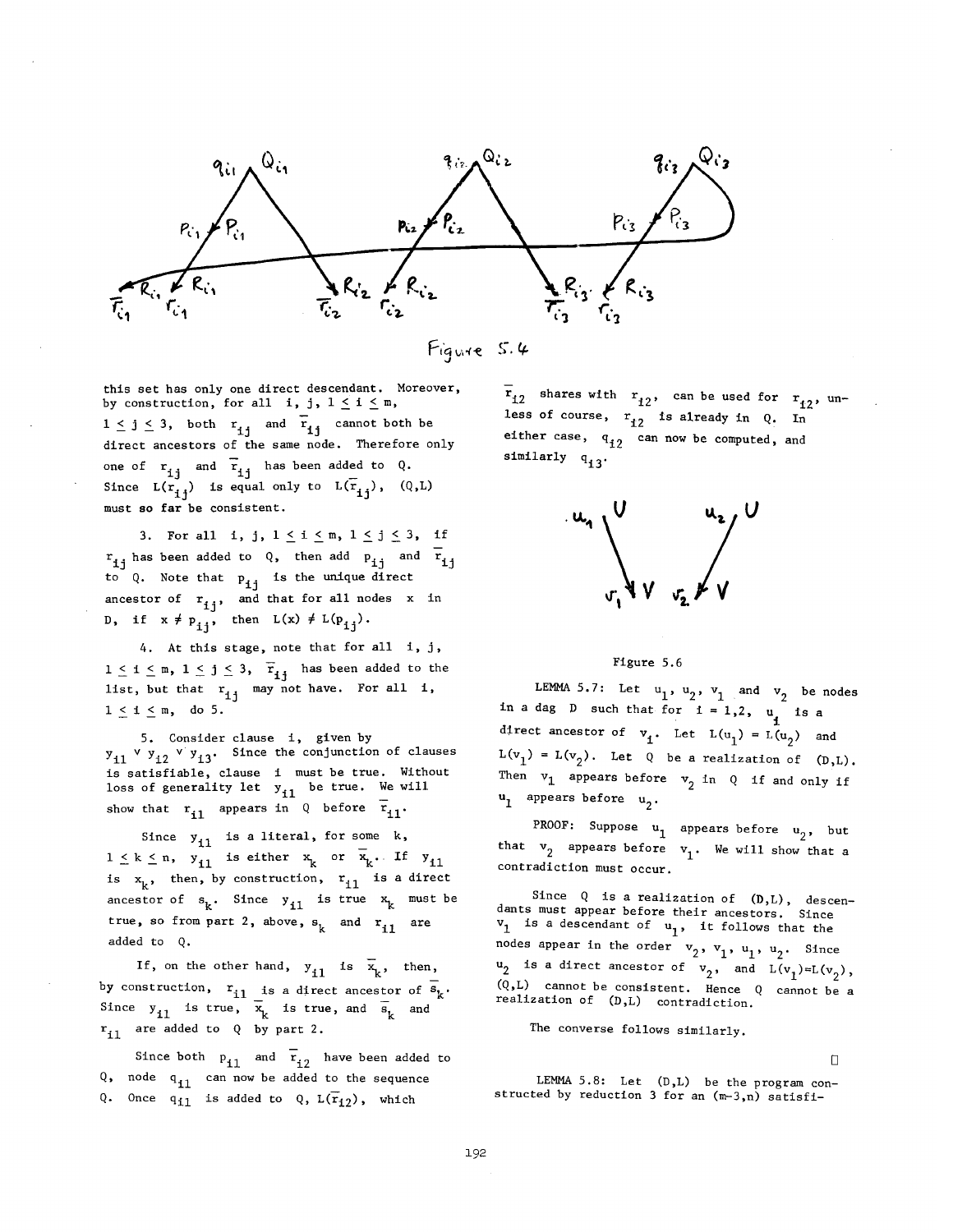Figure 5.4

this set has only one direct descendant. Moreover, by construction, for all $i$, $j$, $1 \leq i \leq m$, $1 \leq j \leq 3$, both $r_{ij}$ and $\bar{r}_{ij}$ cannot both be direct ancestors of the same node. Therefore only one of $r_{ij}$ and $\bar{r}_{ij}$ has been added to $Q$. Since $L(r_{ij})$ is equal only to $L(\bar{r}_{ij})$, $(Q,L)$ must so far be consistent.

3. For all $i$, $j$, $1 \leq i \leq m$, $1 \leq j \leq 3$, if $r_{ij}$ has been added to $Q$, then add $p_{ij}$ and $\bar{r}_{ij}$ to $Q$. Note that $p_{ij}$ is the unique direct ancestor of $r_{ij}$, and that for all nodes $x$ in $D$, if $x \neq p_{ij}$, then $L(x) \neq L(p_{ij})$.

4. At this stage, note that for all $i$, $j$, $1 \leq i \leq m$, $1 \leq j \leq 3$, $\bar{r}_{ij}$ has been added to the list, but that $r_{ij}$ may not have. For all $i$, $1 \leq i \leq m$, do 5.

5. Consider clause $i$, given by $y_{i1} \vee y_{i2} \vee y_{i3}$. Since the conjunction of clauses is satisfiable, clause $i$ must be true. Without loss of generality let $y_{i1}$ be true. We will show that $r_{i1}$ appears in $Q$ before $\bar{r}_{i1}$.

Since $y_{i1}$ is a literal, for some $k$, $1 \leq k \leq n$, $y_{i1}$ is either $x_k$ or $\bar{x}_k$. If $y_{i1}$ is $x_k$, then, by construction, $r_{i1}$ is a direct ancestor of $s_k$. Since $y_{i1}$ is true $x_k$ must be true, so from part 2, above, $s_k$ and $r_{i1}$ are added to $Q$.

If, on the other hand, $y_{i1}$ is $\bar{x}_k$, then, by construction, $r_{i1}$ is a direct ancestor of $\bar{s}_k$. Since $y_{i1}$ is true, $\bar{x}_k$ is true, and $\bar{s}_k$ and $r_{i1}$ are added to $Q$ by part 2.

Since both $p_{i1}$ and $\bar{r}_{i2}$ have been added to $Q$, node $q_{i1}$ can now be added to the sequence $Q$. Once $q_{i1}$ is added to $Q$, $L(\bar{r}_{i2})$, which $\bar{r}_{i2}$ shares with $r_{i2}$, can be used for $r_{i2}$, unless of course, $r_{i2}$ is already in $Q$. In either case, $q_{i2}$ can now be computed, and similarly $q_{i3}$.

Figure 5.6

LEMMA 5.7: Let $u_1$, $u_2$, $v_1$ and $v_2$ be nodes in a dag $D$ such that for $i = 1,2$, $u_i$ is a direct ancestor of $v_i$. Let $L(u_1) = L(u_2)$ and $L(v_1) = L(v_2)$. Let $Q$ be a realization of $(D,L)$. Then $v_1$ appears before $v_2$ in $Q$ if and only if $u_1$ appears before $u_2$.

PROOF: Suppose $u_1$ appears before $u_2$, but that $v_2$ appears before $v_1$. We will show that a contradiction must occur.

Since $Q$ is a realization of $(D,L)$, descendants must appear before their ancestors. Since $v_1$ is a descendant of $u_1$, it follows that the nodes appear in the order $v_2$, $v_1$, $u_1$, $u_2$. Since $u_2$ is a direct ancestor of $v_2$, and $L(v_1)=L(v_2)$, $(Q,L)$ cannot be consistent. Hence $Q$ cannot be a realization of $(D,L)$ contradiction.

The converse follows similarly.

□

LEMMA 5.8: Let $(D,L)$ be the program constructed by reduction 3 for an $(m-3,n)$ satisfi-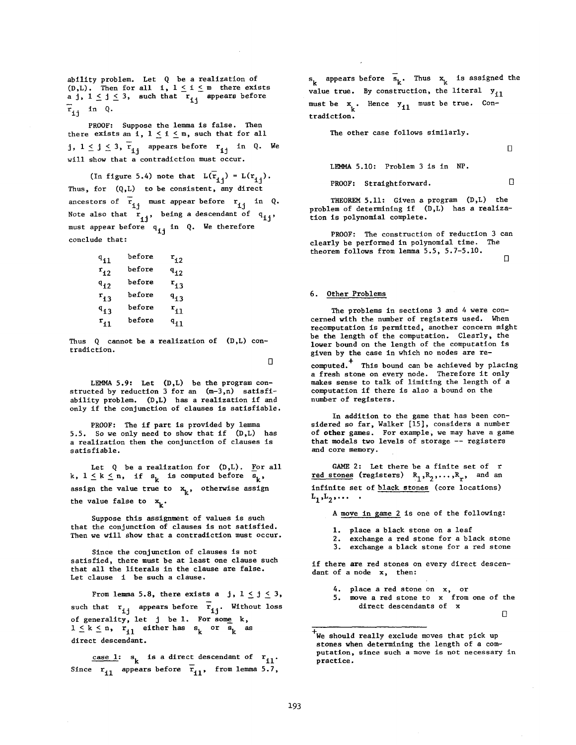ability problem. Let Q be a realization of (D,L). Then for all i, $1 \le i \le m$ there exists a j, $1 \le j \le 3$, such that $r_{ij}$ appears before $\bar{r}_{ij}$ in Q.

PROOF: Suppose the lemma is false. Then there exists an i, $1 \le i \le m$, such that for all j, $1 \le j \le 3$, $\bar{r}_{ij}$ appears before $r_{ij}$ in Q. We will show that a contradiction must occur.

(In figure 5.4) note that $L(\bar{r}_{ij}) = L(r_{ij})$. Thus, for (Q,L) to be consistent, any direct ancestors of $\bar{r}_{ij}$ must appear before $r_{ij}$ in Q. Note also that $r_{ij}$, being a descendant of $q_{ij}$, must appear before $q_{ij}$ in Q. We therefore conclude that:

| | | |
|---|---|---|
| $q_{i1}$ | before | $r_{i2}$ |
| $r_{i2}$ | before | $q_{i2}$ |
| $q_{i2}$ | before | $r_{i3}$ |
| $r_{i3}$ | before | $q_{i3}$ |
| $q_{i3}$ | before | $r_{i1}$ |
| $r_{i1}$ | before | $q_{i1}$ |

Thus Q cannot be a realization of (D,L) contradiction.

□

LEMMA 5.9: Let (D,L) be the program constructed by reduction 3 for an (m-3,n) satisfiability problem. (D,L) has a realization if and only if the conjunction of clauses is satisfiable.

PROOF: The if part is provided by lemma 5.5. So we only need to show that if (D,L) has a realization then the conjunction of clauses is satisfiable.

Let Q be a realization for (D,L). For all k, $1 \le k \le n$, if $s_k$ is computed before $\bar{s}_k$, assign the value true to $x_k$, otherwise assign the value false to $x_k$.

Suppose this assignment of values is such that the conjunction of clauses is not satisfied. Then we will show that a contradiction must occur.

Since the conjunction of clauses is not satisfied, there must be at least one clause such that all the literals in the clause are false. Let clause i be such a clause.

From lemma 5.8, there exists a j, $1 \le j \le 3$, such that $r_{ij}$ appears before $\bar{r}_{ij}$. Without loss of generality, let j be 1. For some k, $1 \le k \le n$, $r_{i1}$ either has $s_k$ or $\bar{s}_k$ as direct descendant.

case 1: $s_k$ is a direct descendant of $r_{i1}$. Since $r_{i1}$ appears before $\bar{r}_{i1}$, from lemma 5.7, $s_k$ appears before $\bar{s}_k$. Thus $x_k$ is assigned the value true. By construction, the literal $y_{i1}$ must be $x_k$. Hence $y_{i1}$ must be true. Contradiction.

The other case follows similarly.

□

LEMMA 5.10: Problem 3 is in NP.

PROOF: Straightforward. □

THEOREM 5.11: Given a program (D,L) the problem of determining if (D,L) has a realization is polynomial complete.

PROOF: The construction of reduction 3 can clearly be performed in polynomial time. The theorem follows from lemma 5.5, 5.7-5.10.

□

## 6. Other Problems

The problems in sections 3 and 4 were concerned with the number of registers used. When recomputation is permitted, another concern might be the length of the computation. Clearly, the lower bound on the length of the computation is given by the case in which no nodes are recomputed.[+] This bound can be achieved by placing a fresh stone on every node. Therefore it only makes sense to talk of limiting the length of a computation if there is also a bound on the number of registers.

In addition to the game that has been considered so far, Walker [15], considers a number of other games. For example, we may have a game that models two levels of storage -- registers and core memory.

GAME 2: Let there be a finite set of r red stones (registers) $R_1, R_2, \ldots, R_r$, and an infinite set of black stones (core locations) $L_1, L_2, \ldots$ .

A move in game 2 is one of the following:

1. place a black stone on a leaf
2. exchange a red stone for a black stone
3. exchange a black stone for a red stone

if there are red stones on every direct descendant of a node x, then:

4. place a red stone on x, or
5. move a red stone to x from one of the direct descendants of x

□

[+] We should really exclude moves that pick up stones when determining the length of a computation, since such a move is not necessary in practice.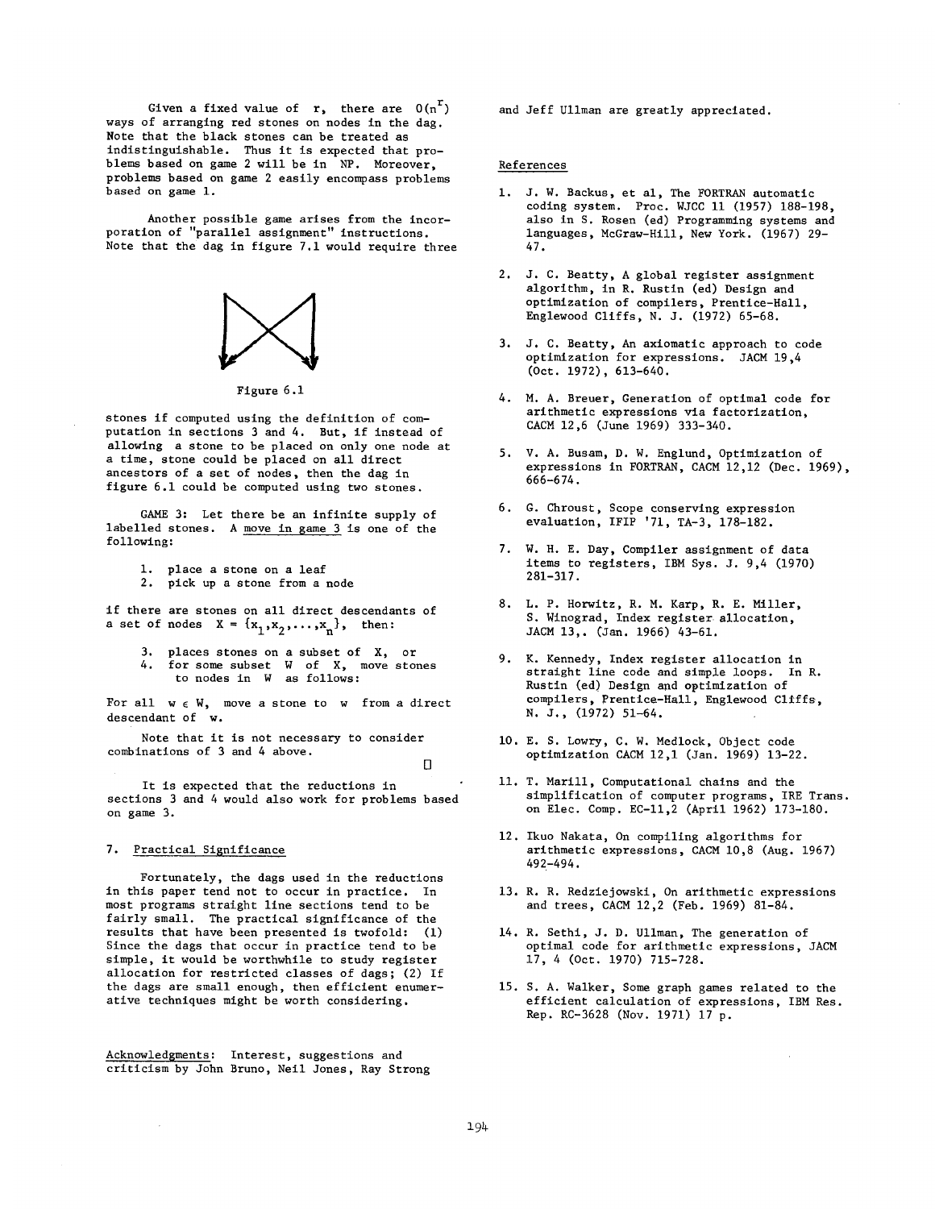Given a fixed value of $r$, there are $O(n^r)$ ways of arranging red stones on nodes in the dag. Note that the black stones can be treated as indistinguishable. Thus it is expected that problems based on game 2 will be in NP. Moreover, problems based on game 2 easily encompass problems based on game 1.

Another possible game arises from the incorporation of "parallel assignment" instructions. Note that the dag in figure 7.1 would require three

Figure 6.1

stones if computed using the definition of computation in sections 3 and 4. But, if instead of allowing a stone to be placed on only one node at a time, stone could be placed on all direct ancestors of a set of nodes, then the dag in figure 6.1 could be computed using two stones.

GAME 3: Let there be an infinite supply of labelled stones. A <u>move in game 3</u> is one of the following:

1. place a stone on a leaf
2. pick up a stone from a node

if there are stones on all direct descendants of a set of nodes $X = \{x_1, x_2, \ldots, x_n\}$, then:

3. places stones on a subset of $X$, or
4. for some subset $W$ of $X$, move stones to nodes in $W$ as follows:

For all $w \in W$, move a stone to $w$ from a direct descendant of $w$.

Note that it is not necessary to consider combinations of 3 and 4 above.

□

It is expected that the reductions in sections 3 and 4 would also work for problems based on game 3.

## 7. Practical Significance

Fortunately, the dags used in the reductions in this paper tend not to occur in practice. In most programs straight line sections tend to be fairly small. The practical significance of the results that have been presented is twofold: (1) Since the dags that occur in practice tend to be simple, it would be worthwhile to study register allocation for restricted classes of dags; (2) If the dags are small enough, then efficient enumerative techniques might be worth considering.

<u>Acknowledgments</u>: Interest, suggestions and criticism by John Bruno, Neil Jones, Ray Strong and Jeff Ullman are greatly appreciated.

## References

1. J. W. Backus, et al, The FORTRAN automatic coding system. Proc. WJCC 11 (1957) 188-198, also in S. Rosen (ed) Programming systems and languages, McGraw-Hill, New York. (1967) 29-47.

2. J. C. Beatty, A global register assignment algorithm, in R. Rustin (ed) Design and optimization of compilers, Prentice-Hall, Englewood Cliffs, N. J. (1972) 65-68.

3. J. C. Beatty, An axiomatic approach to code optimization for expressions. JACM 19,4 (Oct. 1972), 613-640.

4. M. A. Breuer, Generation of optimal code for arithmetic expressions via factorization, CACM 12,6 (June 1969) 333-340.

5. V. A. Busam, D. W. Englund, Optimization of expressions in FORTRAN, CACM 12,12 (Dec. 1969), 666-674.

6. G. Chroust, Scope conserving expression evaluation, IFIP '71, TA-3, 178-182.

7. W. H. E. Day, Compiler assignment of data items to registers, IBM Sys. J. 9,4 (1970) 281-317.

8. L. P. Horwitz, R. M. Karp, R. E. Miller, S. Winograd, Index register allocation, JACM 13,. (Jan. 1966) 43-61.

9. K. Kennedy, Index register allocation in straight line code and simple loops. In R. Rustin (ed) Design and optimization of compilers, Prentice-Hall, Englewood Cliffs, N. J., (1972) 51-64.

10. E. S. Lowry, C. W. Medlock, Object code optimization CACM 12,1 (Jan. 1969) 13-22.

11. T. Marill, Computational chains and the simplification of computer programs, IRE Trans. on Elec. Comp. EC-11,2 (April 1962) 173-180.

12. Ikuo Nakata, On compiling algorithms for arithmetic expressions, CACM 10,8 (Aug. 1967) 492-494.

13. R. R. Redziejowski, On arithmetic expressions and trees, CACM 12,2 (Feb. 1969) 81-84.

14. R. Sethi, J. D. Ullman, The generation of optimal code for arithmetic expressions, JACM 17, 4 (Oct. 1970) 715-728.

15. S. A. Walker, Some graph games related to the efficient calculation of expressions, IBM Res. Rep. RC-3628 (Nov. 1971) 17 p.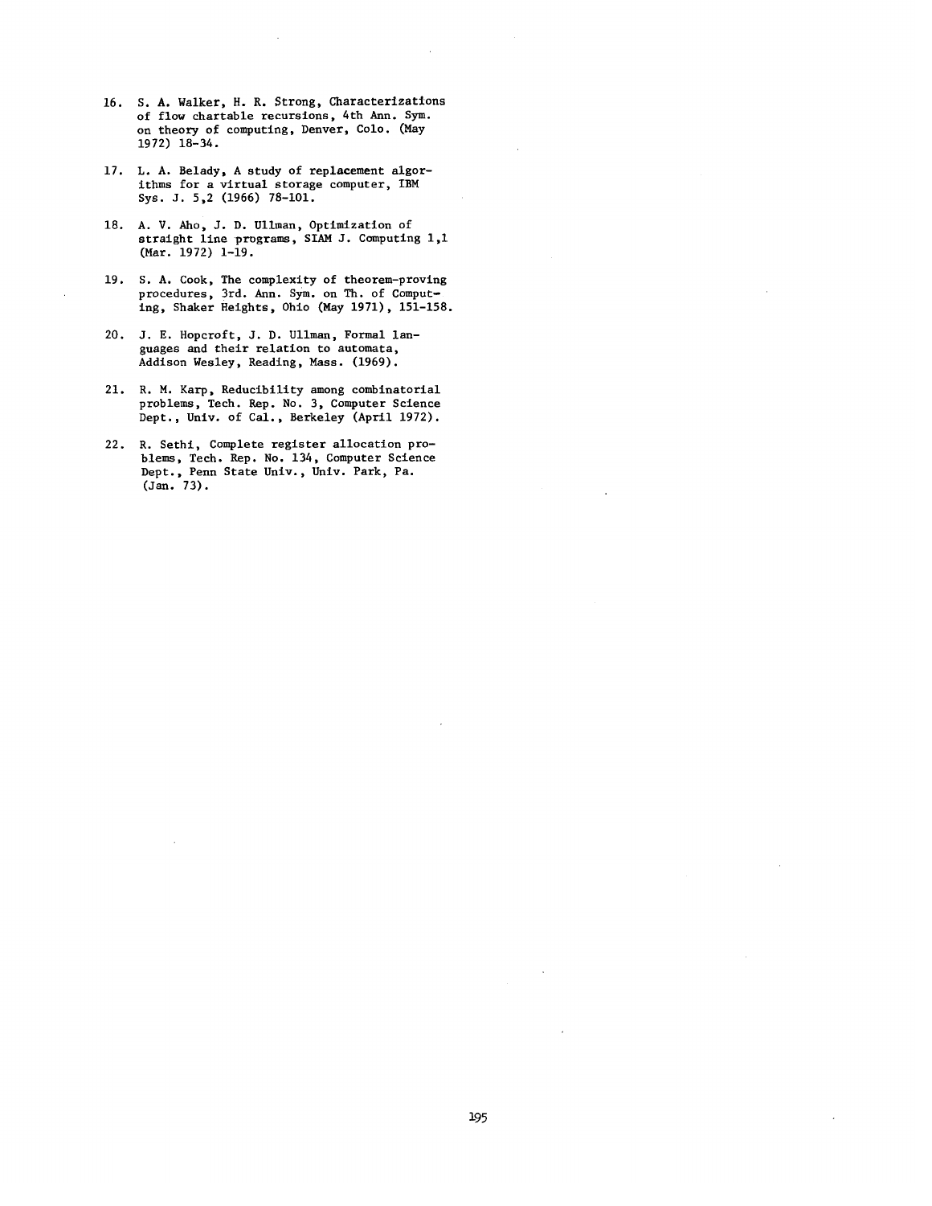16. S. A. Walker, H. R. Strong, Characterizations of flow chartable recursions, 4th Ann. Sym. on theory of computing, Denver, Colo. (May 1972) 18-34.

17. L. A. Belady, A study of replacement algorithms for a virtual storage computer, IBM Sys. J. 5,2 (1966) 78-101.

18. A. V. Aho, J. D. Ullman, Optimization of straight line programs, SIAM J. Computing 1,1 (Mar. 1972) 1-19.

19. S. A. Cook, The complexity of theorem-proving procedures, 3rd. Ann. Sym. on Th. of Computing, Shaker Heights, Ohio (May 1971), 151-158.

20. J. E. Hopcroft, J. D. Ullman, Formal languages and their relation to automata, Addison Wesley, Reading, Mass. (1969).

21. R. M. Karp, Reducibility among combinatorial problems, Tech. Rep. No. 3, Computer Science Dept., Univ. of Cal., Berkeley (April 1972).

22. R. Sethi, Complete register allocation problems, Tech. Rep. No. 134, Computer Science Dept., Penn State Univ., Univ. Park, Pa. (Jan. 73).